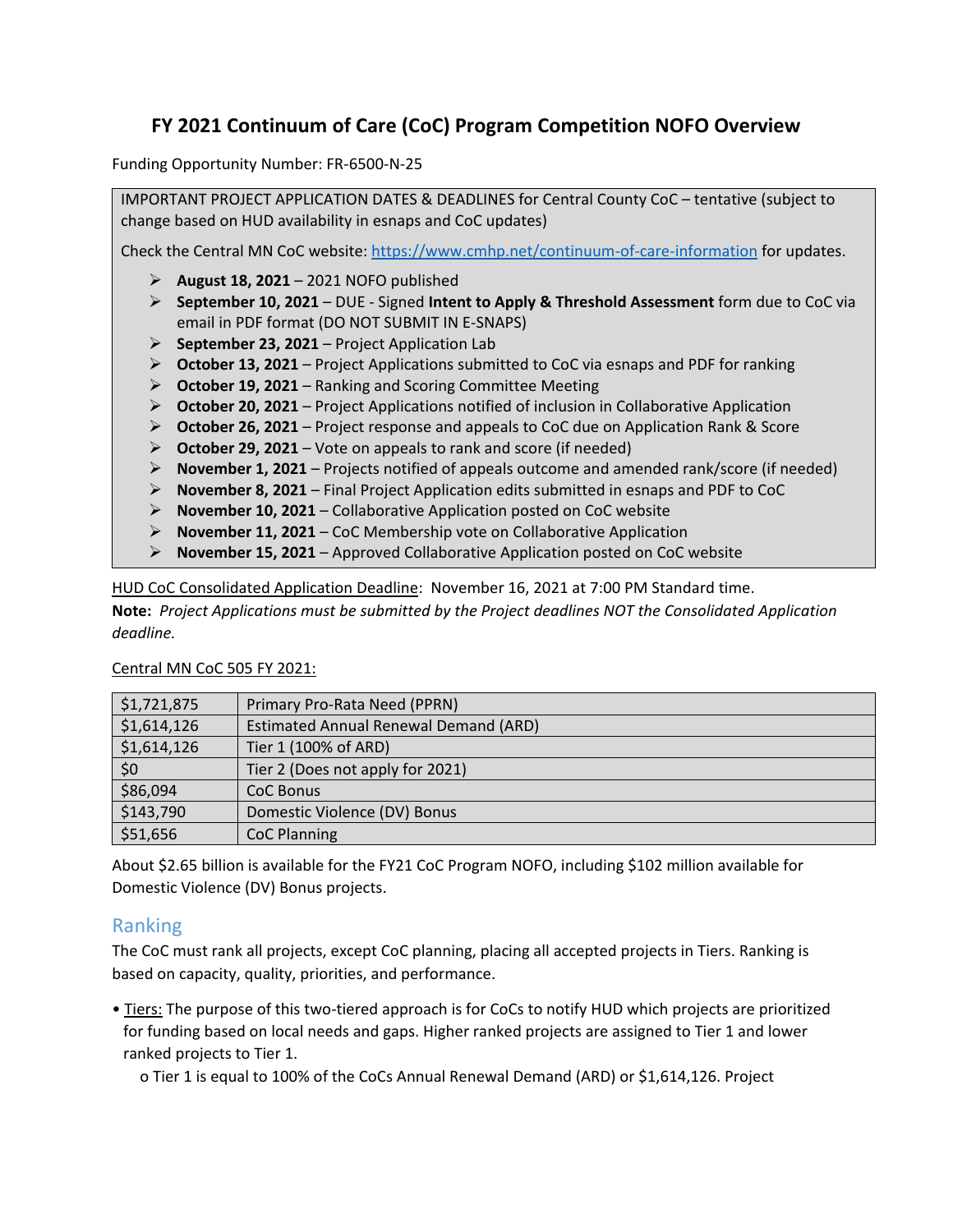# FY 2021 Continuum of Care (CoC) Program Competition NOFO Overview

Funding Opportunity Number: FR-6500-N-25

IMPORTANT PROJECT APPLICATION DATES & DEADLINES for Central County CoC – tentative (subject to change based on HUD availability in esnaps and CoC updates)

Check the Central MN CoC website: https://www.cmhp.net/continuum-of-care-information for updates.

- **August 18, 2021** – 2021 NOFO published
- **September 10, 2021** – DUE - Signed **Intent to Apply & Threshold Assessment** form due to CoC via email in PDF format (DO NOT SUBMIT IN E-SNAPS)
- **September 23, 2021** – Project Application Lab
- **October 13, 2021** – Project Applications submitted to CoC via esnaps and PDF for ranking
- **October 19, 2021** – Ranking and Scoring Committee Meeting
- **October 20, 2021** – Project Applications notified of inclusion in Collaborative Application
- **October 26, 2021** – Project response and appeals to CoC due on Application Rank & Score
- **October 29, 2021** – Vote on appeals to rank and score (if needed)
- **November 1, 2021** – Projects notified of appeals outcome and amended rank/score (if needed)
- **November 8, 2021** – Final Project Application edits submitted in esnaps and PDF to CoC
- **November 10, 2021** – Collaborative Application posted on CoC website
- **November 11, 2021** – CoC Membership vote on Collaborative Application
- **November 15, 2021** – Approved Collaborative Application posted on CoC website

HUD CoC Consolidated Application Deadline: November 16, 2021 at 7:00 PM Standard time.

**Note:** *Project Applications must be submitted by the Project deadlines NOT the Consolidated Application deadline.*

Central MN CoC 505 FY 2021:

| Amount | Description |
|---|---|
| $1,721,875 | Primary Pro-Rata Need (PPRN) |
| $1,614,126 | Estimated Annual Renewal Demand (ARD) |
| $1,614,126 | Tier 1 (100% of ARD) |
| $0 | Tier 2 (Does not apply for 2021) |
| $86,094 | CoC Bonus |
| $143,790 | Domestic Violence (DV) Bonus |
| $51,656 | CoC Planning |

About $2.65 billion is available for the FY21 CoC Program NOFO, including $102 million available for Domestic Violence (DV) Bonus projects.

## Ranking

The CoC must rank all projects, except CoC planning, placing all accepted projects in Tiers. Ranking is based on capacity, quality, priorities, and performance.

- Tiers: The purpose of this two-tiered approach is for CoCs to notify HUD which projects are prioritized for funding based on local needs and gaps. Higher ranked projects are assigned to Tier 1 and lower ranked projects to Tier 1.
  - Tier 1 is equal to 100% of the CoCs Annual Renewal Demand (ARD) or $1,614,126. Project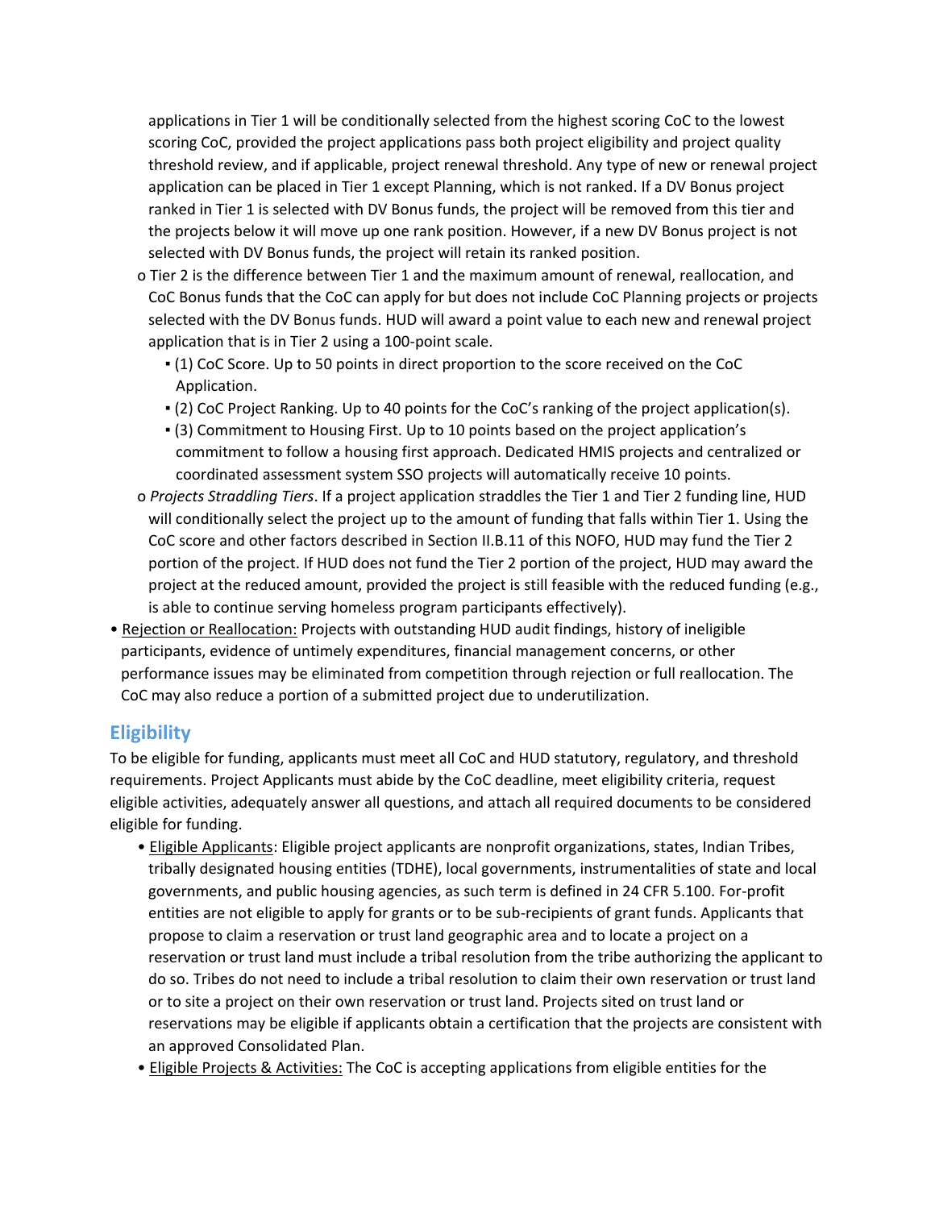applications in Tier 1 will be conditionally selected from the highest scoring CoC to the lowest scoring CoC, provided the project applications pass both project eligibility and project quality threshold review, and if applicable, project renewal threshold. Any type of new or renewal project application can be placed in Tier 1 except Planning, which is not ranked. If a DV Bonus project ranked in Tier 1 is selected with DV Bonus funds, the project will be removed from this tier and the projects below it will move up one rank position. However, if a new DV Bonus project is not selected with DV Bonus funds, the project will retain its ranked position.

  - Tier 2 is the difference between Tier 1 and the maximum amount of renewal, reallocation, and CoC Bonus funds that the CoC can apply for but does not include CoC Planning projects or projects selected with the DV Bonus funds. HUD will award a point value to each new and renewal project application that is in Tier 2 using a 100-point scale.
    - (1) CoC Score. Up to 50 points in direct proportion to the score received on the CoC Application.
    - (2) CoC Project Ranking. Up to 40 points for the CoC's ranking of the project application(s).
    - (3) Commitment to Housing First. Up to 10 points based on the project application's commitment to follow a housing first approach. Dedicated HMIS projects and centralized or coordinated assessment system SSO projects will automatically receive 10 points.
  - *Projects Straddling Tiers*. If a project application straddles the Tier 1 and Tier 2 funding line, HUD will conditionally select the project up to the amount of funding that falls within Tier 1. Using the CoC score and other factors described in Section II.B.11 of this NOFO, HUD may fund the Tier 2 portion of the project. If HUD does not fund the Tier 2 portion of the project, HUD may award the project at the reduced amount, provided the project is still feasible with the reduced funding (e.g., is able to continue serving homeless program participants effectively).
- Rejection or Reallocation: Projects with outstanding HUD audit findings, history of ineligible participants, evidence of untimely expenditures, financial management concerns, or other performance issues may be eliminated from competition through rejection or full reallocation. The CoC may also reduce a portion of a submitted project due to underutilization.

## Eligibility

To be eligible for funding, applicants must meet all CoC and HUD statutory, regulatory, and threshold requirements. Project Applicants must abide by the CoC deadline, meet eligibility criteria, request eligible activities, adequately answer all questions, and attach all required documents to be considered eligible for funding.

- Eligible Applicants: Eligible project applicants are nonprofit organizations, states, Indian Tribes, tribally designated housing entities (TDHE), local governments, instrumentalities of state and local governments, and public housing agencies, as such term is defined in 24 CFR 5.100. For-profit entities are not eligible to apply for grants or to be sub-recipients of grant funds. Applicants that propose to claim a reservation or trust land geographic area and to locate a project on a reservation or trust land must include a tribal resolution from the tribe authorizing the applicant to do so. Tribes do not need to include a tribal resolution to claim their own reservation or trust land or to site a project on their own reservation or trust land. Projects sited on trust land or reservations may be eligible if applicants obtain a certification that the projects are consistent with an approved Consolidated Plan.
- Eligible Projects & Activities: The CoC is accepting applications from eligible entities for the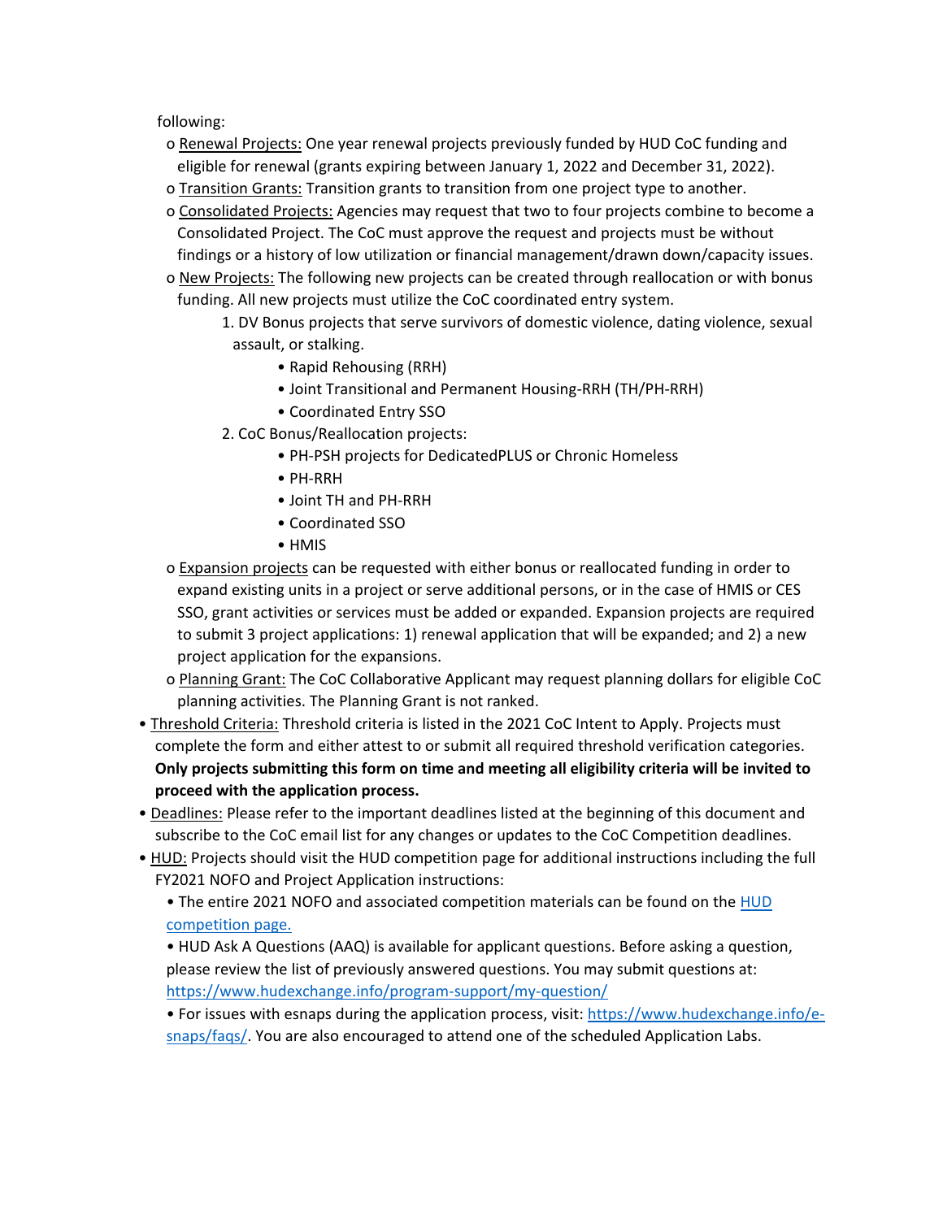following:

- Renewal Projects: One year renewal projects previously funded by HUD CoC funding and eligible for renewal (grants expiring between January 1, 2022 and December 31, 2022).
- Transition Grants: Transition grants to transition from one project type to another.
- Consolidated Projects: Agencies may request that two to four projects combine to become a Consolidated Project. The CoC must approve the request and projects must be without findings or a history of low utilization or financial management/drawn down/capacity issues.
- New Projects: The following new projects can be created through reallocation or with bonus funding. All new projects must utilize the CoC coordinated entry system.
  1. DV Bonus projects that serve survivors of domestic violence, dating violence, sexual assault, or stalking.
     - Rapid Rehousing (RRH)
     - Joint Transitional and Permanent Housing-RRH (TH/PH-RRH)
     - Coordinated Entry SSO
  2. CoC Bonus/Reallocation projects:
     - PH-PSH projects for DedicatedPLUS or Chronic Homeless
     - PH-RRH
     - Joint TH and PH-RRH
     - Coordinated SSO
     - HMIS
- Expansion projects can be requested with either bonus or reallocated funding in order to expand existing units in a project or serve additional persons, or in the case of HMIS or CES SSO, grant activities or services must be added or expanded. Expansion projects are required to submit 3 project applications: 1) renewal application that will be expanded; and 2) a new project application for the expansions.
- Planning Grant: The CoC Collaborative Applicant may request planning dollars for eligible CoC planning activities. The Planning Grant is not ranked.

- Threshold Criteria: Threshold criteria is listed in the 2021 CoC Intent to Apply. Projects must complete the form and either attest to or submit all required threshold verification categories. **Only projects submitting this form on time and meeting all eligibility criteria will be invited to proceed with the application process.**
- Deadlines: Please refer to the important deadlines listed at the beginning of this document and subscribe to the CoC email list for any changes or updates to the CoC Competition deadlines.
- HUD: Projects should visit the HUD competition page for additional instructions including the full FY2021 NOFO and Project Application instructions:
  - The entire 2021 NOFO and associated competition materials can be found on the HUD competition page.
  - HUD Ask A Questions (AAQ) is available for applicant questions. Before asking a question, please review the list of previously answered questions. You may submit questions at: https://www.hudexchange.info/program-support/my-question/
  - For issues with esnaps during the application process, visit: https://www.hudexchange.info/e-snaps/faqs/. You are also encouraged to attend one of the scheduled Application Labs.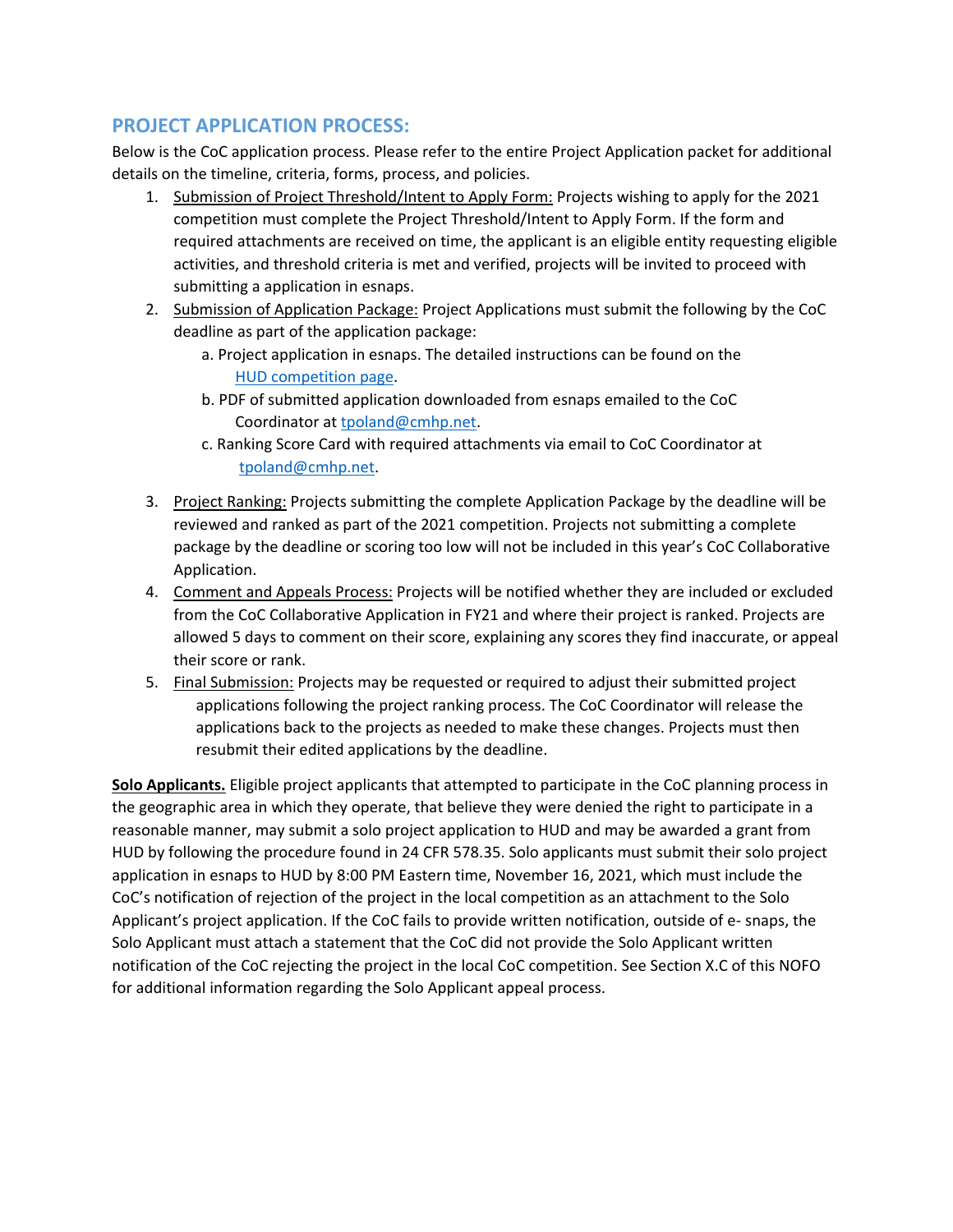## PROJECT APPLICATION PROCESS:

Below is the CoC application process. Please refer to the entire Project Application packet for additional details on the timeline, criteria, forms, process, and policies.

1. Submission of Project Threshold/Intent to Apply Form: Projects wishing to apply for the 2021 competition must complete the Project Threshold/Intent to Apply Form. If the form and required attachments are received on time, the applicant is an eligible entity requesting eligible activities, and threshold criteria is met and verified, projects will be invited to proceed with submitting a application in esnaps.
2. Submission of Application Package: Project Applications must submit the following by the CoC deadline as part of the application package:
   a. Project application in esnaps. The detailed instructions can be found on the HUD competition page.
   b. PDF of submitted application downloaded from esnaps emailed to the CoC Coordinator at tpoland@cmhp.net.
   c. Ranking Score Card with required attachments via email to CoC Coordinator at tpoland@cmhp.net.
3. Project Ranking: Projects submitting the complete Application Package by the deadline will be reviewed and ranked as part of the 2021 competition. Projects not submitting a complete package by the deadline or scoring too low will not be included in this year's CoC Collaborative Application.
4. Comment and Appeals Process: Projects will be notified whether they are included or excluded from the CoC Collaborative Application in FY21 and where their project is ranked. Projects are allowed 5 days to comment on their score, explaining any scores they find inaccurate, or appeal their score or rank.
5. Final Submission: Projects may be requested or required to adjust their submitted project applications following the project ranking process. The CoC Coordinator will release the applications back to the projects as needed to make these changes. Projects must then resubmit their edited applications by the deadline.

**Solo Applicants.** Eligible project applicants that attempted to participate in the CoC planning process in the geographic area in which they operate, that believe they were denied the right to participate in a reasonable manner, may submit a solo project application to HUD and may be awarded a grant from HUD by following the procedure found in 24 CFR 578.35. Solo applicants must submit their solo project application in esnaps to HUD by 8:00 PM Eastern time, November 16, 2021, which must include the CoC's notification of rejection of the project in the local competition as an attachment to the Solo Applicant's project application. If the CoC fails to provide written notification, outside of e- snaps, the Solo Applicant must attach a statement that the CoC did not provide the Solo Applicant written notification of the CoC rejecting the project in the local CoC competition. See Section X.C of this NOFO for additional information regarding the Solo Applicant appeal process.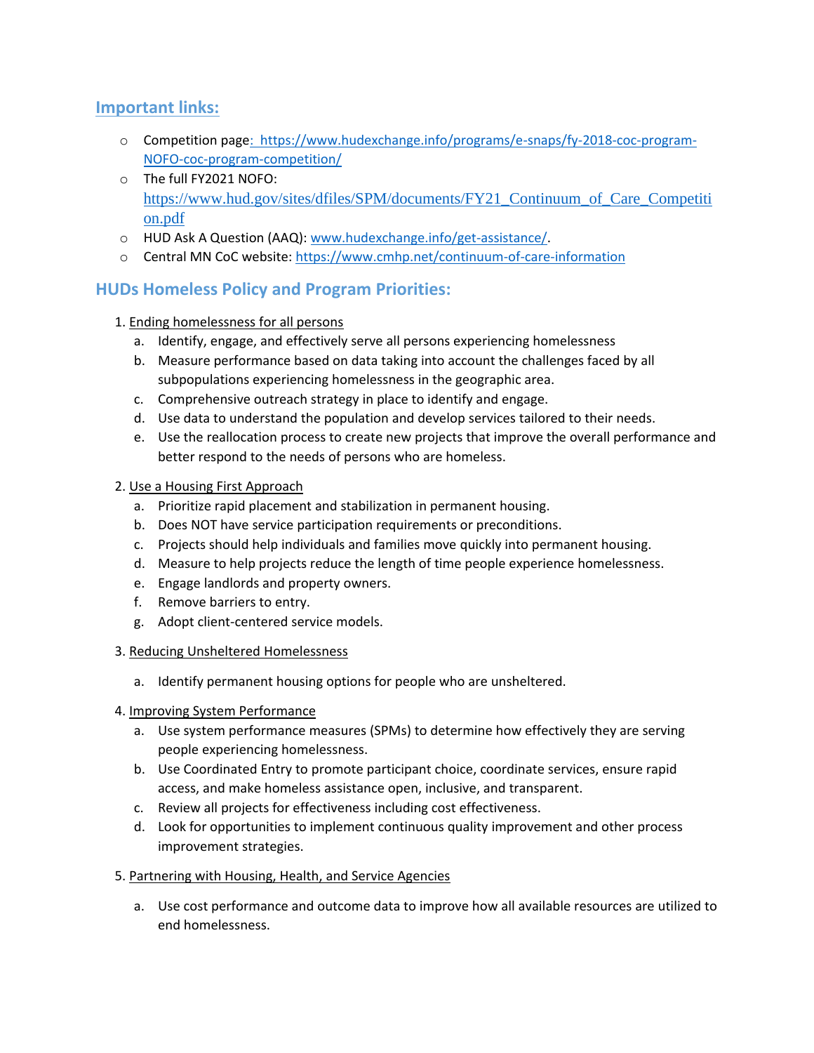## Important links:

- Competition page: https://www.hudexchange.info/programs/e-snaps/fy-2018-coc-program-NOFO-coc-program-competition/
- The full FY2021 NOFO: https://www.hud.gov/sites/dfiles/SPM/documents/FY21_Continuum_of_Care_Competition.pdf
- HUD Ask A Question (AAQ): www.hudexchange.info/get-assistance/.
- Central MN CoC website: https://www.cmhp.net/continuum-of-care-information

## HUDs Homeless Policy and Program Priorities:

1. Ending homelessness for all persons
   a. Identify, engage, and effectively serve all persons experiencing homelessness
   b. Measure performance based on data taking into account the challenges faced by all subpopulations experiencing homelessness in the geographic area.
   c. Comprehensive outreach strategy in place to identify and engage.
   d. Use data to understand the population and develop services tailored to their needs.
   e. Use the reallocation process to create new projects that improve the overall performance and better respond to the needs of persons who are homeless.

2. Use a Housing First Approach
   a. Prioritize rapid placement and stabilization in permanent housing.
   b. Does NOT have service participation requirements or preconditions.
   c. Projects should help individuals and families move quickly into permanent housing.
   d. Measure to help projects reduce the length of time people experience homelessness.
   e. Engage landlords and property owners.
   f. Remove barriers to entry.
   g. Adopt client-centered service models.

3. Reducing Unsheltered Homelessness
   a. Identify permanent housing options for people who are unsheltered.

4. Improving System Performance
   a. Use system performance measures (SPMs) to determine how effectively they are serving people experiencing homelessness.
   b. Use Coordinated Entry to promote participant choice, coordinate services, ensure rapid access, and make homeless assistance open, inclusive, and transparent.
   c. Review all projects for effectiveness including cost effectiveness.
   d. Look for opportunities to implement continuous quality improvement and other process improvement strategies.

5. Partnering with Housing, Health, and Service Agencies
   a. Use cost performance and outcome data to improve how all available resources are utilized to end homelessness.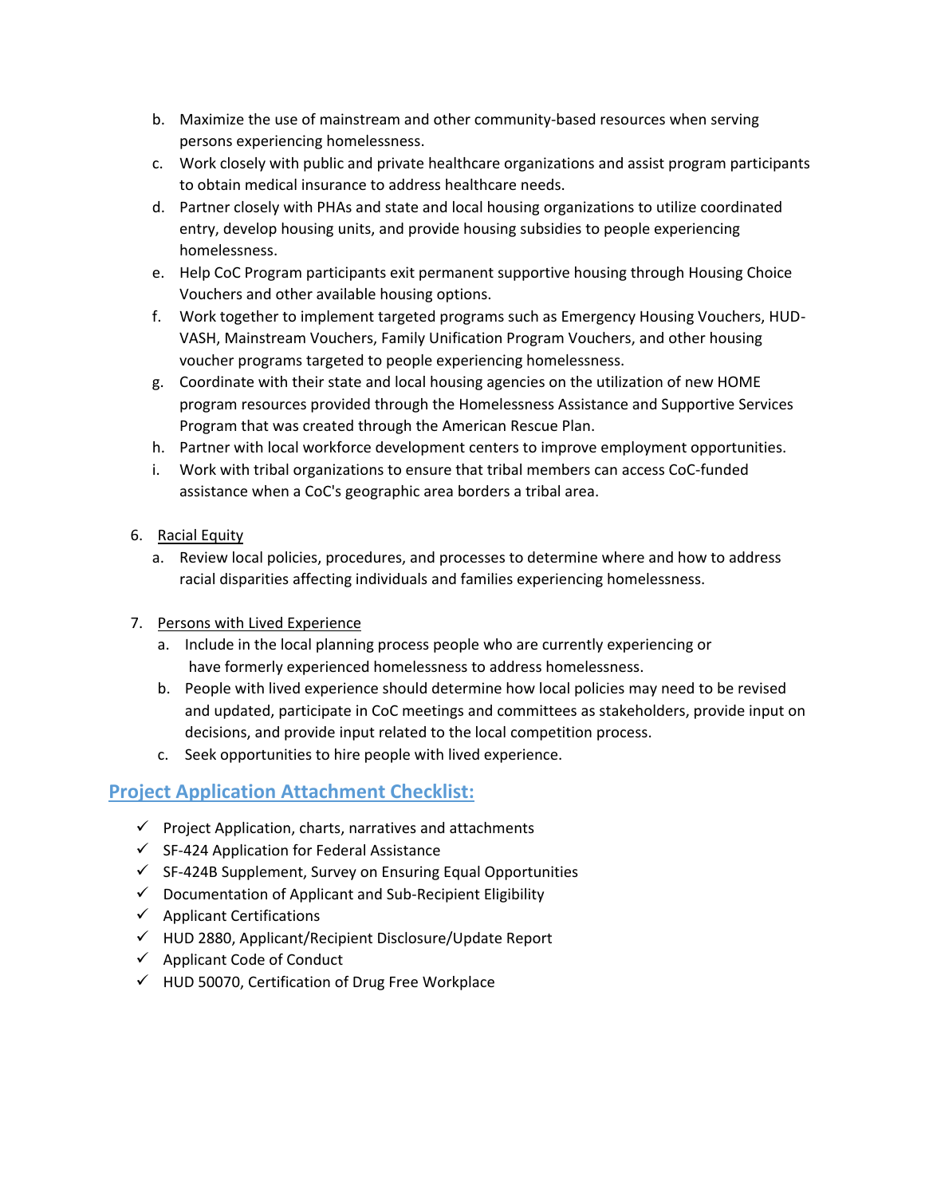b. Maximize the use of mainstream and other community-based resources when serving persons experiencing homelessness.
c. Work closely with public and private healthcare organizations and assist program participants to obtain medical insurance to address healthcare needs.
d. Partner closely with PHAs and state and local housing organizations to utilize coordinated entry, develop housing units, and provide housing subsidies to people experiencing homelessness.
e. Help CoC Program participants exit permanent supportive housing through Housing Choice Vouchers and other available housing options.
f. Work together to implement targeted programs such as Emergency Housing Vouchers, HUD-VASH, Mainstream Vouchers, Family Unification Program Vouchers, and other housing voucher programs targeted to people experiencing homelessness.
g. Coordinate with their state and local housing agencies on the utilization of new HOME program resources provided through the Homelessness Assistance and Supportive Services Program that was created through the American Rescue Plan.
h. Partner with local workforce development centers to improve employment opportunities.
i. Work with tribal organizations to ensure that tribal members can access CoC-funded assistance when a CoC's geographic area borders a tribal area.

6. <u>Racial Equity</u>
   a. Review local policies, procedures, and processes to determine where and how to address racial disparities affecting individuals and families experiencing homelessness.

7. <u>Persons with Lived Experience</u>
   a. Include in the local planning process people who are currently experiencing or have formerly experienced homelessness to address homelessness.
   b. People with lived experience should determine how local policies may need to be revised and updated, participate in CoC meetings and committees as stakeholders, provide input on decisions, and provide input related to the local competition process.
   c. Seek opportunities to hire people with lived experience.

## Project Application Attachment Checklist:

- ✓ Project Application, charts, narratives and attachments
- ✓ SF-424 Application for Federal Assistance
- ✓ SF-424B Supplement, Survey on Ensuring Equal Opportunities
- ✓ Documentation of Applicant and Sub-Recipient Eligibility
- ✓ Applicant Certifications
- ✓ HUD 2880, Applicant/Recipient Disclosure/Update Report
- ✓ Applicant Code of Conduct
- ✓ HUD 50070, Certification of Drug Free Workplace